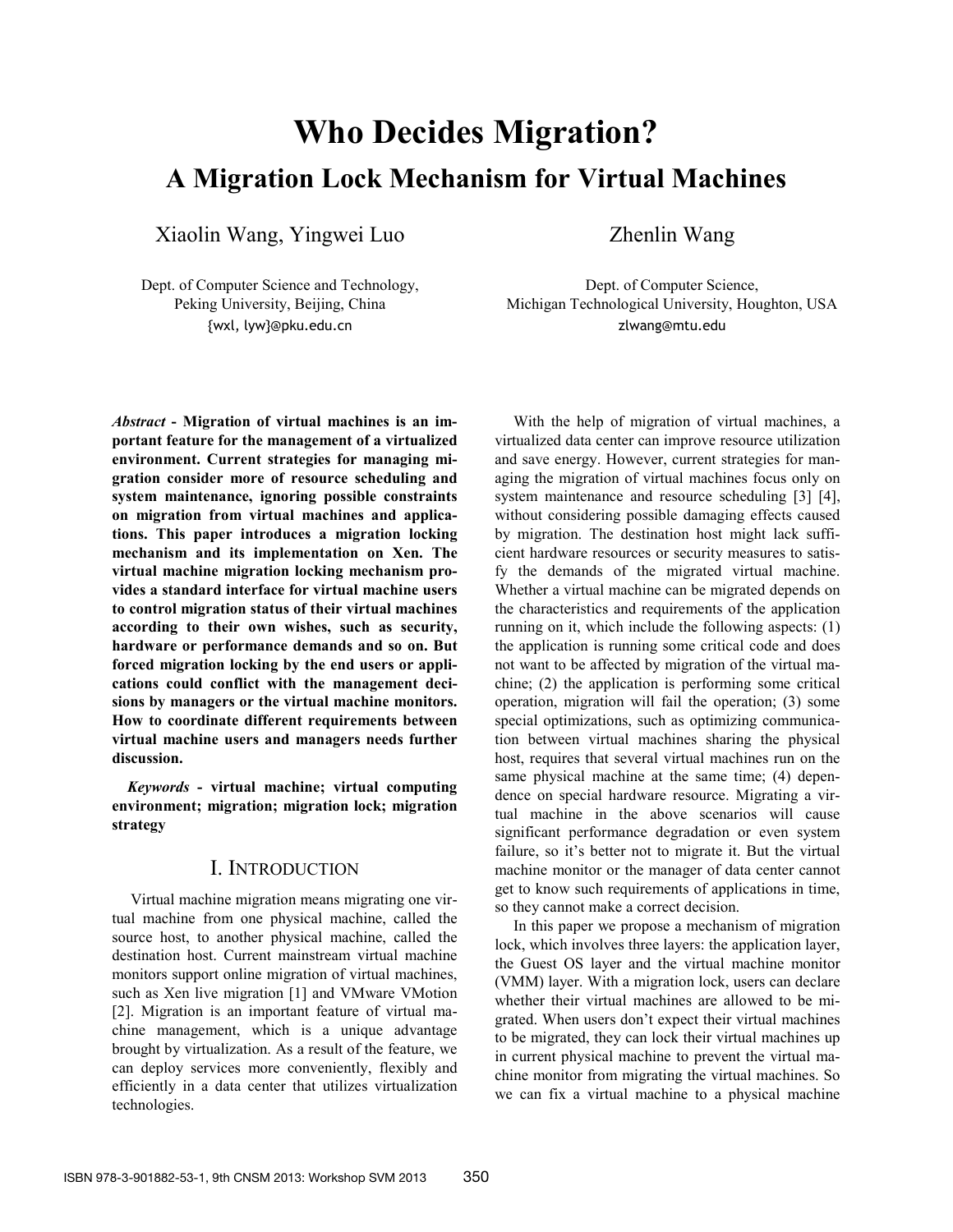# Who Decides Migration?

## A Migration Lock Mechanism for Virtual Machines

Xiaolin Wang, Yingwei Luo

Dept. of Computer Science and Technology,
Peking University, Beijing, China
{wxl, lyw}@pku.edu.cn

Zhenlin Wang

Dept. of Computer Science,
Michigan Technological University, Houghton, USA
zlwang@mtu.edu

***Abstract* - Migration of virtual machines is an important feature for the management of a virtualized environment. Current strategies for managing migration consider more of resource scheduling and system maintenance, ignoring possible constraints on migration from virtual machines and applications. This paper introduces a migration locking mechanism and its implementation on Xen. The virtual machine migration locking mechanism provides a standard interface for virtual machine users to control migration status of their virtual machines according to their own wishes, such as security, hardware or performance demands and so on. But forced migration locking by the end users or applications could conflict with the management decisions by managers or the virtual machine monitors. How to coordinate different requirements between virtual machine users and managers needs further discussion.**

***Keywords* - virtual machine; virtual computing environment; migration; migration lock; migration strategy**

## I. Introduction

Virtual machine migration means migrating one virtual machine from one physical machine, called the source host, to another physical machine, called the destination host. Current mainstream virtual machine monitors support online migration of virtual machines, such as Xen live migration [1] and VMware VMotion [2]. Migration is an important feature of virtual machine management, which is a unique advantage brought by virtualization. As a result of the feature, we can deploy services more conveniently, flexibly and efficiently in a data center that utilizes virtualization technologies.

With the help of migration of virtual machines, a virtualized data center can improve resource utilization and save energy. However, current strategies for managing the migration of virtual machines focus only on system maintenance and resource scheduling [3] [4], without considering possible damaging effects caused by migration. The destination host might lack sufficient hardware resources or security measures to satisfy the demands of the migrated virtual machine. Whether a virtual machine can be migrated depends on the characteristics and requirements of the application running on it, which include the following aspects: (1) the application is running some critical code and does not want to be affected by migration of the virtual machine; (2) the application is performing some critical operation, migration will fail the operation; (3) some special optimizations, such as optimizing communication between virtual machines sharing the physical host, requires that several virtual machines run on the same physical machine at the same time; (4) dependence on special hardware resource. Migrating a virtual machine in the above scenarios will cause significant performance degradation or even system failure, so it's better not to migrate it. But the virtual machine monitor or the manager of data center cannot get to know such requirements of applications in time, so they cannot make a correct decision.

In this paper we propose a mechanism of migration lock, which involves three layers: the application layer, the Guest OS layer and the virtual machine monitor (VMM) layer. With a migration lock, users can declare whether their virtual machines are allowed to be migrated. When users don't expect their virtual machines to be migrated, they can lock their virtual machines up in current physical machine to prevent the virtual machine monitor from migrating the virtual machines. So we can fix a virtual machine to a physical machine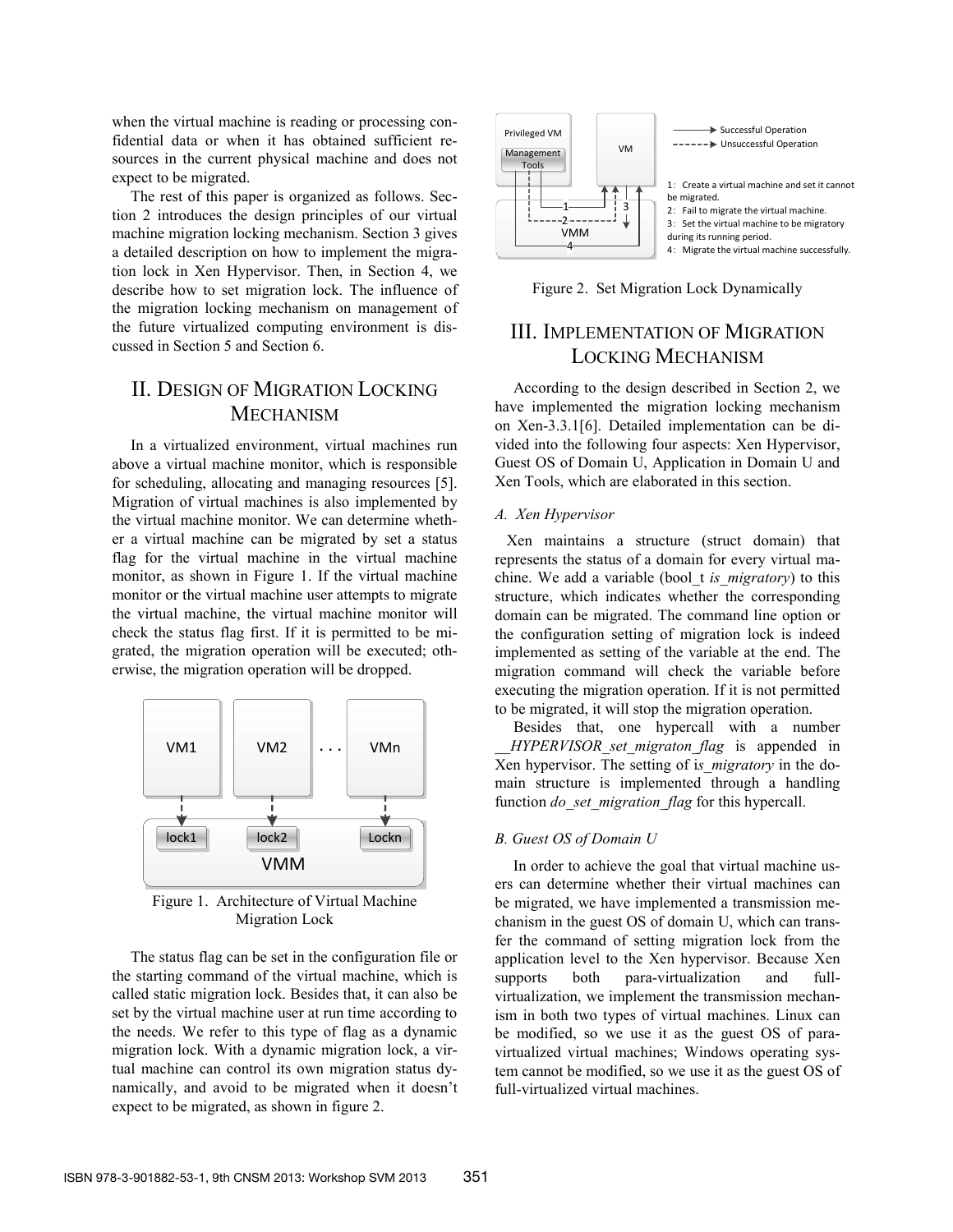when the virtual machine is reading or processing confidential data or when it has obtained sufficient resources in the current physical machine and does not expect to be migrated.

The rest of this paper is organized as follows. Section 2 introduces the design principles of our virtual machine migration locking mechanism. Section 3 gives a detailed description on how to implement the migration lock in Xen Hypervisor. Then, in Section 4, we describe how to set migration lock. The influence of the migration locking mechanism on management of the future virtualized computing environment is discussed in Section 5 and Section 6.

## II. Design of Migration Locking Mechanism

In a virtualized environment, virtual machines run above a virtual machine monitor, which is responsible for scheduling, allocating and managing resources [5]. Migration of virtual machines is also implemented by the virtual machine monitor. We can determine whether a virtual machine can be migrated by set a status flag for the virtual machine in the virtual machine monitor, as shown in Figure 1. If the virtual machine monitor or the virtual machine user attempts to migrate the virtual machine, the virtual machine monitor will check the status flag first. If it is permitted to be migrated, the migration operation will be executed; otherwise, the migration operation will be dropped.

Figure 1. Architecture of Virtual Machine Migration Lock

The status flag can be set in the configuration file or the starting command of the virtual machine, which is called static migration lock. Besides that, it can also be set by the virtual machine user at run time according to the needs. We refer to this type of flag as a dynamic migration lock. With a dynamic migration lock, a virtual machine can control its own migration status dynamically, and avoid to be migrated when it doesn't expect to be migrated, as shown in figure 2.

Figure 2. Set Migration Lock Dynamically

## III. Implementation of Migration Locking Mechanism

According to the design described in Section 2, we have implemented the migration locking mechanism on Xen-3.3.1[6]. Detailed implementation can be divided into the following four aspects: Xen Hypervisor, Guest OS of Domain U, Application in Domain U and Xen Tools, which are elaborated in this section.

### *A. Xen Hypervisor*

Xen maintains a structure (struct domain) that represents the status of a domain for every virtual machine. We add a variable (bool_t *is_migratory*) to this structure, which indicates whether the corresponding domain can be migrated. The command line option or the configuration setting of migration lock is indeed implemented as setting of the variable at the end. The migration command will check the variable before executing the migration operation. If it is not permitted to be migrated, it will stop the migration operation.

Besides that, one hypercall with a number *__HYPERVISOR_set_migraton_flag* is appended in Xen hypervisor. The setting of i*s_migratory* in the domain structure is implemented through a handling function *do_set_migration_flag* for this hypercall.

### *B. Guest OS of Domain U*

In order to achieve the goal that virtual machine users can determine whether their virtual machines can be migrated, we have implemented a transmission mechanism in the guest OS of domain U, which can transfer the command of setting migration lock from the application level to the Xen hypervisor. Because Xen supports both para-virtualization and full-virtualization, we implement the transmission mechanism in both two types of virtual machines. Linux can be modified, so we use it as the guest OS of para-virtualized virtual machines; Windows operating system cannot be modified, so we use it as the guest OS of full-virtualized virtual machines.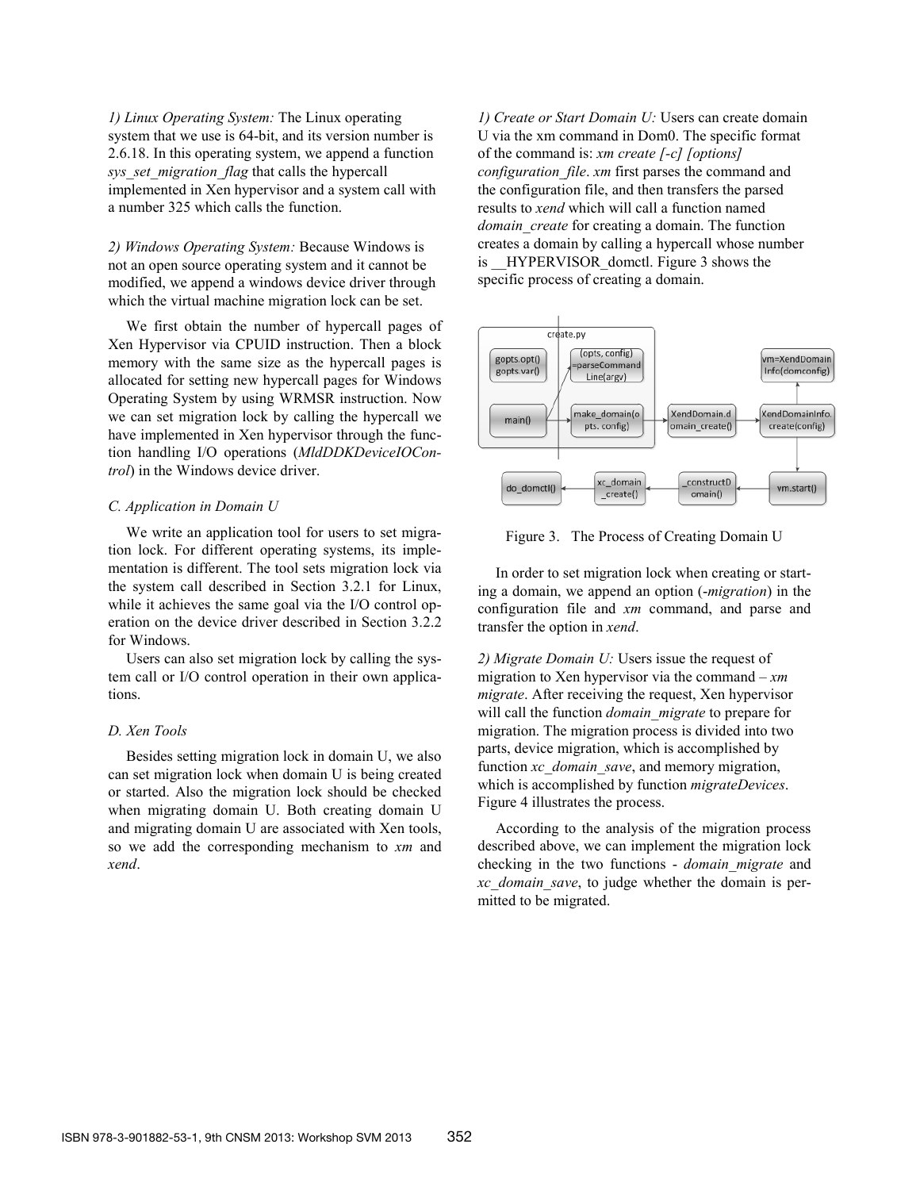*1) Linux Operating System:* The Linux operating system that we use is 64-bit, and its version number is 2.6.18. In this operating system, we append a function *sys_set_migration_flag* that calls the hypercall implemented in Xen hypervisor and a system call with a number 325 which calls the function.

*2) Windows Operating System:* Because Windows is not an open source operating system and it cannot be modified, we append a windows device driver through which the virtual machine migration lock can be set.

We first obtain the number of hypercall pages of Xen Hypervisor via CPUID instruction. Then a block memory with the same size as the hypercall pages is allocated for setting new hypercall pages for Windows Operating System by using WRMSR instruction. Now we can set migration lock by calling the hypercall we have implemented in Xen hypervisor through the function handling I/O operations (*MldDDKDeviceIOControl*) in the Windows device driver.

### *C. Application in Domain U*

We write an application tool for users to set migration lock. For different operating systems, its implementation is different. The tool sets migration lock via the system call described in Section 3.2.1 for Linux, while it achieves the same goal via the I/O control operation on the device driver described in Section 3.2.2 for Windows.

Users can also set migration lock by calling the system call or I/O control operation in their own applications.

### *D. Xen Tools*

Besides setting migration lock in domain U, we also can set migration lock when domain U is being created or started. Also the migration lock should be checked when migrating domain U. Both creating domain U and migrating domain U are associated with Xen tools, so we add the corresponding mechanism to *xm* and *xend*.

*1) Create or Start Domain U:* Users can create domain U via the xm command in Dom0. The specific format of the command is: *xm create [-c] [options] configuration_file*. *xm* first parses the command and the configuration file, and then transfers the parsed results to *xend* which will call a function named *domain_create* for creating a domain. The function creates a domain by calling a hypercall whose number is __HYPERVISOR_domctl. Figure 3 shows the specific process of creating a domain.

Figure 3. The Process of Creating Domain U

In order to set migration lock when creating or starting a domain, we append an option (*-migration*) in the configuration file and *xm* command, and parse and transfer the option in *xend*.

*2) Migrate Domain U:* Users issue the request of migration to Xen hypervisor via the command – *xm migrate*. After receiving the request, Xen hypervisor will call the function *domain_migrate* to prepare for migration. The migration process is divided into two parts, device migration, which is accomplished by function *xc_domain_save*, and memory migration, which is accomplished by function *migrateDevices*. Figure 4 illustrates the process.

According to the analysis of the migration process described above, we can implement the migration lock checking in the two functions - *domain_migrate* and *xc_domain_save*, to judge whether the domain is permitted to be migrated.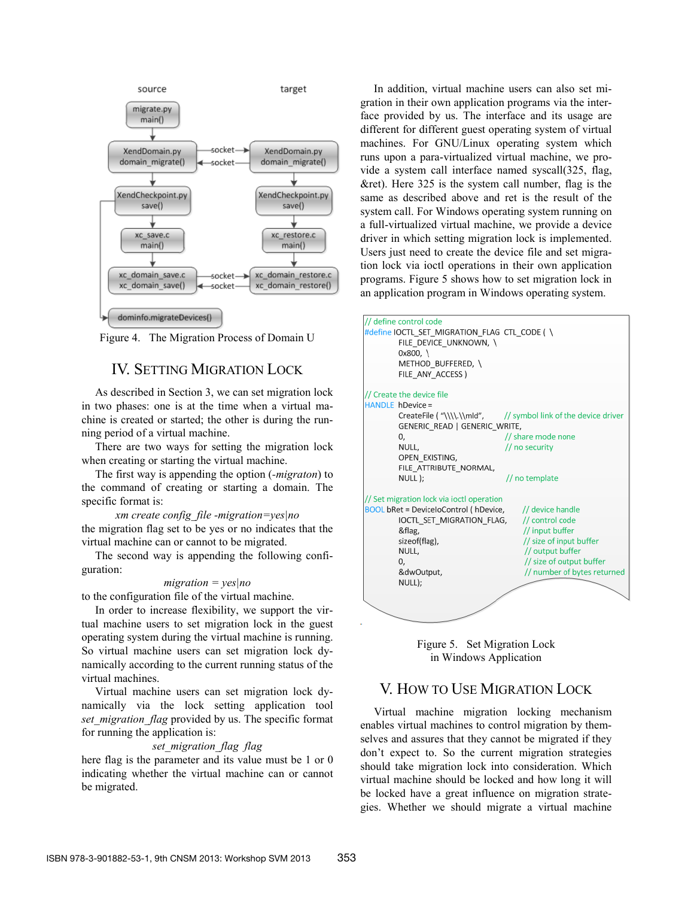source target

migrate.py main()

XendDomain.py domain_migrate() —socket→ XendDomain.py domain_migrate()

XendCheckpoint.py save() XendCheckpoint.py save()

xc_save.c main() xc_restore.c main()

xc_domain_save.c xc_domain_save() —socket→ xc_domain_restore.c xc_domain_restore()

dominfo.migrateDevices()

Figure 4. The Migration Process of Domain U

## IV. Setting Migration Lock

As described in Section 3, we can set migration lock in two phases: one is at the time when a virtual machine is created or started; the other is during the running period of a virtual machine.

There are two ways for setting the migration lock when creating or starting the virtual machine.

The first way is appending the option (*-migraton*) to the command of creating or starting a domain. The specific format is:

*xm create config_file -migration=yes|no*

the migration flag set to be yes or no indicates that the virtual machine can or cannot to be migrated.

The second way is appending the following configuration:

*migration = yes|no*

to the configuration file of the virtual machine.

In order to increase flexibility, we support the virtual machine users to set migration lock in the guest operating system during the virtual machine is running. So virtual machine users can set migration lock dynamically according to the current running status of the virtual machines.

Virtual machine users can set migration lock dynamically via the lock setting application tool *set_migration_flag* provided by us. The specific format for running the application is:

*set_migration_flag flag*

here flag is the parameter and its value must be 1 or 0 indicating whether the virtual machine can or cannot be migrated.

In addition, virtual machine users can also set migration in their own application programs via the interface provided by us. The interface and its usage are different for different guest operating system of virtual machines. For GNU/Linux operating system which runs upon a para-virtualized virtual machine, we provide a system call interface named syscall(325, flag, &ret). Here 325 is the system call number, flag is the same as described above and ret is the result of the system call. For Windows operating system running on a full-virtualized virtual machine, we provide a device driver in which setting migration lock is implemented. Users just need to create the device file and set migration lock via ioctl operations in their own application programs. Figure 5 shows how to set migration lock in an application program in Windows operating system.

```
// define control code
#define IOCTL_SET_MIGRATION_FLAG CTL_CODE ( \
        FILE_DEVICE_UNKNOWN, \
        0x800, \
        METHOD_BUFFERED, \
        FILE_ANY_ACCESS )

// Create the device file
HANDLE hDevice =
        CreateFile ( "\\\\.\\mld",          // symbol link of the device driver
        GENERIC_READ | GENERIC_WRITE,
        0,                                  // share mode none
        NULL,                               // no security
        OPEN_EXISTING,
        FILE_ATTRIBUTE_NORMAL,
        NULL );                             // no template

// Set migration lock via ioctl operation
BOOL bRet = DeviceIoControl ( hDevice,      // device handle
        IOCTL_SET_MIGRATION_FLAG,           // control code
        &flag,                              // input buffer
        sizeof(flag),                       // size of input buffer
        NULL,                               // output buffer
        0,                                  // size of output buffer
        &dwOutput,                          // number of bytes returned
        NULL);
```

Figure 5. Set Migration Lock in Windows Application

## V. How to Use Migration Lock

Virtual machine migration locking mechanism enables virtual machines to control migration by themselves and assures that they cannot be migrated if they don't expect to. So the current migration strategies should take migration lock into consideration. Which virtual machine should be locked and how long it will be locked have a great influence on migration strategies. Whether we should migrate a virtual machine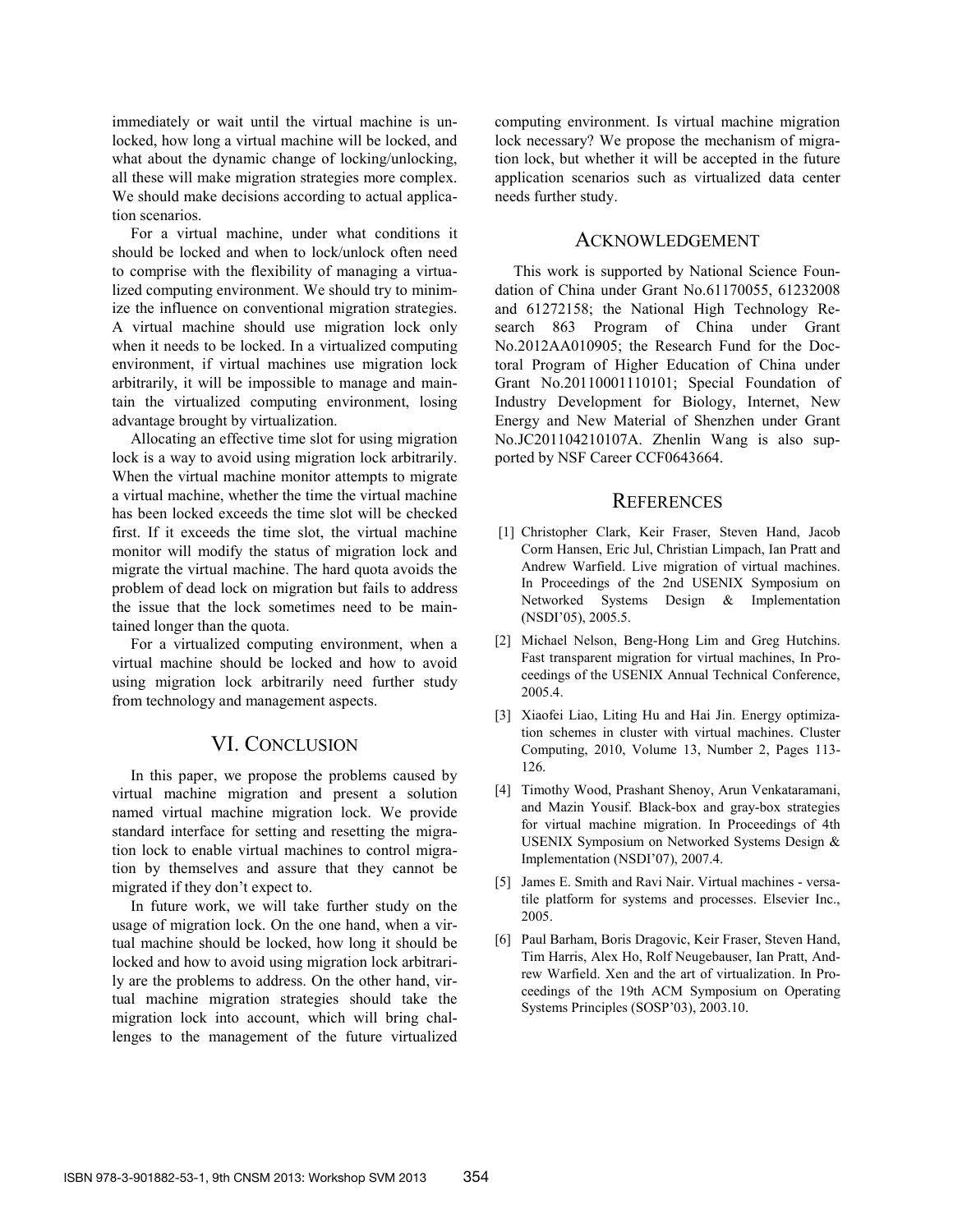immediately or wait until the virtual machine is unlocked, how long a virtual machine will be locked, and what about the dynamic change of locking/unlocking, all these will make migration strategies more complex. We should make decisions according to actual application scenarios.

For a virtual machine, under what conditions it should be locked and when to lock/unlock often need to comprise with the flexibility of managing a virtualized computing environment. We should try to minimize the influence on conventional migration strategies. A virtual machine should use migration lock only when it needs to be locked. In a virtualized computing environment, if virtual machines use migration lock arbitrarily, it will be impossible to manage and maintain the virtualized computing environment, losing advantage brought by virtualization.

Allocating an effective time slot for using migration lock is a way to avoid using migration lock arbitrarily. When the virtual machine monitor attempts to migrate a virtual machine, whether the time the virtual machine has been locked exceeds the time slot will be checked first. If it exceeds the time slot, the virtual machine monitor will modify the status of migration lock and migrate the virtual machine. The hard quota avoids the problem of dead lock on migration but fails to address the issue that the lock sometimes need to be maintained longer than the quota.

For a virtualized computing environment, when a virtual machine should be locked and how to avoid using migration lock arbitrarily need further study from technology and management aspects.

## VI. Conclusion

In this paper, we propose the problems caused by virtual machine migration and present a solution named virtual machine migration lock. We provide standard interface for setting and resetting the migration lock to enable virtual machines to control migration by themselves and assure that they cannot be migrated if they don't expect to.

In future work, we will take further study on the usage of migration lock. On the one hand, when a virtual machine should be locked, how long it should be locked and how to avoid using migration lock arbitrarily are the problems to address. On the other hand, virtual machine migration strategies should take the migration lock into account, which will bring challenges to the management of the future virtualized computing environment. Is virtual machine migration lock necessary? We propose the mechanism of migration lock, but whether it will be accepted in the future application scenarios such as virtualized data center needs further study.

## Acknowledgement

This work is supported by National Science Foundation of China under Grant No.61170055, 61232008 and 61272158; the National High Technology Research 863 Program of China under Grant No.2012AA010905; the Research Fund for the Doctoral Program of Higher Education of China under Grant No.20110001110101; Special Foundation of Industry Development for Biology, Internet, New Energy and New Material of Shenzhen under Grant No.JC201104210107A. Zhenlin Wang is also supported by NSF Career CCF0643664.

## References

[1] Christopher Clark, Keir Fraser, Steven Hand, Jacob Corm Hansen, Eric Jul, Christian Limpach, Ian Pratt and Andrew Warfield. Live migration of virtual machines. In Proceedings of the 2nd USENIX Symposium on Networked Systems Design & Implementation (NSDI'05), 2005.5.

[2] Michael Nelson, Beng-Hong Lim and Greg Hutchins. Fast transparent migration for virtual machines, In Proceedings of the USENIX Annual Technical Conference, 2005.4.

[3] Xiaofei Liao, Liting Hu and Hai Jin. Energy optimization schemes in cluster with virtual machines. Cluster Computing, 2010, Volume 13, Number 2, Pages 113-126.

[4] Timothy Wood, Prashant Shenoy, Arun Venkataramani, and Mazin Yousif. Black-box and gray-box strategies for virtual machine migration. In Proceedings of 4th USENIX Symposium on Networked Systems Design & Implementation (NSDI'07), 2007.4.

[5] James E. Smith and Ravi Nair. Virtual machines - versatile platform for systems and processes. Elsevier Inc., 2005.

[6] Paul Barham, Boris Dragovic, Keir Fraser, Steven Hand, Tim Harris, Alex Ho, Rolf Neugebauser, Ian Pratt, Andrew Warfield. Xen and the art of virtualization. In Proceedings of the 19th ACM Symposium on Operating Systems Principles (SOSP'03), 2003.10.